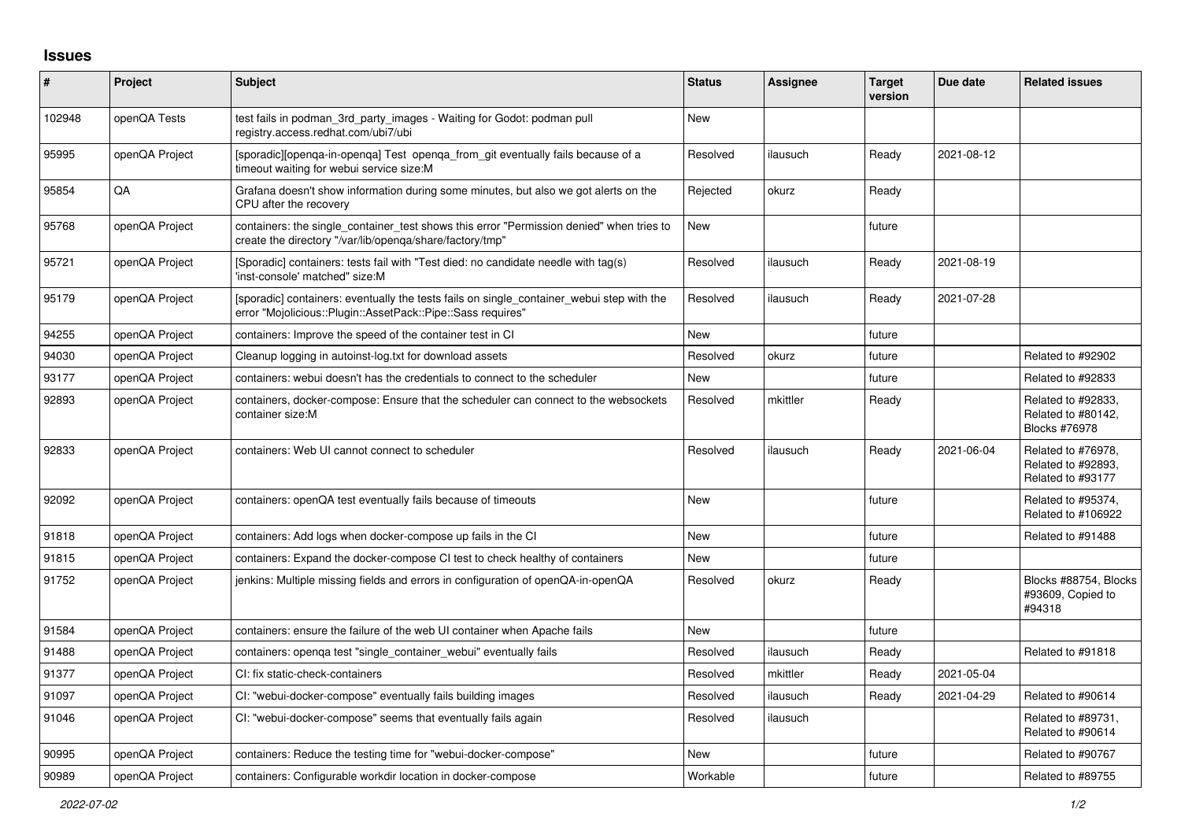## Issues

| # | Project | Subject | Status | Assignee | Target version | Due date | Related issues |
|---|---|---|---|---|---|---|---|
| 102948 | openQA Tests | test fails in podman_3rd_party_images - Waiting for Godot: podman pull registry.access.redhat.com/ubi7/ubi | New | | | | |
| 95995 | openQA Project | [sporadic][openqa-in-openqa] Test openqa_from_git eventually fails because of a timeout waiting for webui service size:M | Resolved | ilausuch | Ready | 2021-08-12 | |
| 95854 | QA | Grafana doesn't show information during some minutes, but also we got alerts on the CPU after the recovery | Rejected | okurz | Ready | | |
| 95768 | openQA Project | containers: the single_container_test shows this error "Permission denied" when tries to create the directory "/var/lib/openqa/share/factory/tmp" | New | | future | | |
| 95721 | openQA Project | [Sporadic] containers: tests fail with "Test died: no candidate needle with tag(s) 'inst-console' matched" size:M | Resolved | ilausuch | Ready | 2021-08-19 | |
| 95179 | openQA Project | [sporadic] containers: eventually the tests fails on single_container_webui step with the error "Mojolicious::Plugin::AssetPack::Pipe::Sass requires" | Resolved | ilausuch | Ready | 2021-07-28 | |
| 94255 | openQA Project | containers: Improve the speed of the container test in CI | New | | future | | |
| 94030 | openQA Project | Cleanup logging in autoinst-log.txt for download assets | Resolved | okurz | future | | Related to #92902 |
| 93177 | openQA Project | containers: webui doesn't has the credentials to connect to the scheduler | New | | future | | Related to #92833 |
| 92893 | openQA Project | containers, docker-compose: Ensure that the scheduler can connect to the websockets container size:M | Resolved | mkittler | Ready | | Related to #92833, Related to #80142, Blocks #76978 |
| 92833 | openQA Project | containers: Web UI cannot connect to scheduler | Resolved | ilausuch | Ready | 2021-06-04 | Related to #76978, Related to #92893, Related to #93177 |
| 92092 | openQA Project | containers: openQA test eventually fails because of timeouts | New | | future | | Related to #95374, Related to #106922 |
| 91818 | openQA Project | containers: Add logs when docker-compose up fails in the CI | New | | future | | Related to #91488 |
| 91815 | openQA Project | containers: Expand the docker-compose CI test to check healthy of containers | New | | future | | |
| 91752 | openQA Project | jenkins: Multiple missing fields and errors in configuration of openQA-in-openQA | Resolved | okurz | Ready | | Blocks #88754, Blocks #93609, Copied to #94318 |
| 91584 | openQA Project | containers: ensure the failure of the web UI container when Apache fails | New | | future | | |
| 91488 | openQA Project | containers: openqa test "single_container_webui" eventually fails | Resolved | ilausuch | Ready | | Related to #91818 |
| 91377 | openQA Project | CI: fix static-check-containers | Resolved | mkittler | Ready | 2021-05-04 | |
| 91097 | openQA Project | CI: "webui-docker-compose" eventually fails building images | Resolved | ilausuch | Ready | 2021-04-29 | Related to #90614 |
| 91046 | openQA Project | CI: "webui-docker-compose" seems that eventually fails again | Resolved | ilausuch | | | Related to #89731, Related to #90614 |
| 90995 | openQA Project | containers: Reduce the testing time for "webui-docker-compose" | New | | future | | Related to #90767 |
| 90989 | openQA Project | containers: Configurable workdir location in docker-compose | Workable | | future | | Related to #89755 |

*2022-07-02*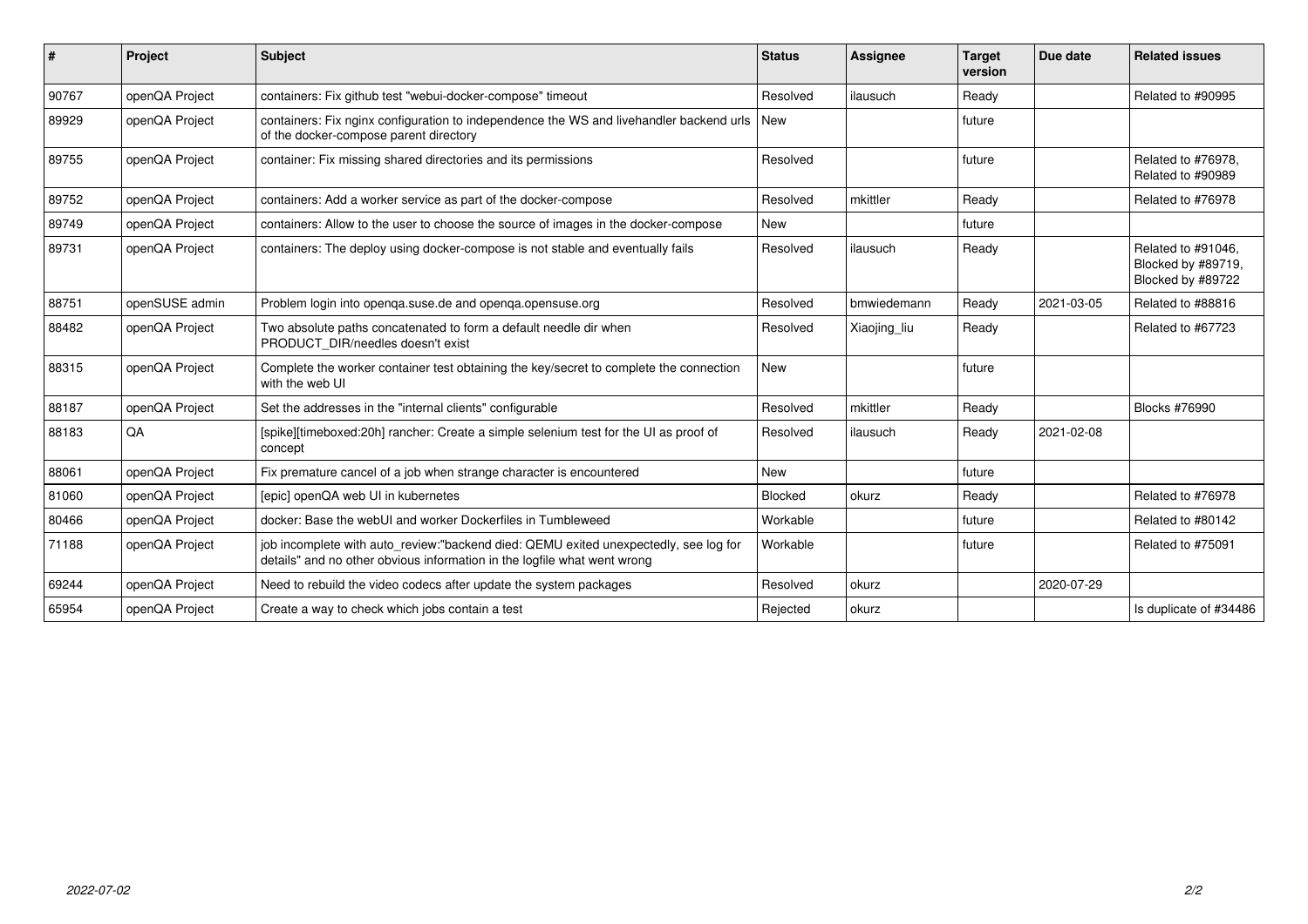| # | Project | Subject | Status | Assignee | Target version | Due date | Related issues |
|---|---|---|---|---|---|---|---|
| 90767 | openQA Project | containers: Fix github test "webui-docker-compose" timeout | Resolved | ilausuch | Ready | | Related to #90995 |
| 89929 | openQA Project | containers: Fix nginx configuration to independence the WS and livehandler backend urls of the docker-compose parent directory | New | | future | | |
| 89755 | openQA Project | container: Fix missing shared directories and its permissions | Resolved | | future | | Related to #76978, Related to #90989 |
| 89752 | openQA Project | containers: Add a worker service as part of the docker-compose | Resolved | mkittler | Ready | | Related to #76978 |
| 89749 | openQA Project | containers: Allow to the user to choose the source of images in the docker-compose | New | | future | | |
| 89731 | openQA Project | containers: The deploy using docker-compose is not stable and eventually fails | Resolved | ilausuch | Ready | | Related to #91046, Blocked by #89719, Blocked by #89722 |
| 88751 | openSUSE admin | Problem login into openqa.suse.de and openqa.opensuse.org | Resolved | bmwiedemann | Ready | 2021-03-05 | Related to #88816 |
| 88482 | openQA Project | Two absolute paths concatenated to form a default needle dir when PRODUCT_DIR/needles doesn't exist | Resolved | Xiaojing_liu | Ready | | Related to #67723 |
| 88315 | openQA Project | Complete the worker container test obtaining the key/secret to complete the connection with the web UI | New | | future | | |
| 88187 | openQA Project | Set the addresses in the "internal clients" configurable | Resolved | mkittler | Ready | | Blocks #76990 |
| 88183 | QA | [spike][timeboxed:20h] rancher: Create a simple selenium test for the UI as proof of concept | Resolved | ilausuch | Ready | 2021-02-08 | |
| 88061 | openQA Project | Fix premature cancel of a job when strange character is encountered | New | | future | | |
| 81060 | openQA Project | [epic] openQA web UI in kubernetes | Blocked | okurz | Ready | | Related to #76978 |
| 80466 | openQA Project | docker: Base the webUI and worker Dockerfiles in Tumbleweed | Workable | | future | | Related to #80142 |
| 71188 | openQA Project | job incomplete with auto_review:"backend died: QEMU exited unexpectedly, see log for details" and no other obvious information in the logfile what went wrong | Workable | | future | | Related to #75091 |
| 69244 | openQA Project | Need to rebuild the video codecs after update the system packages | Resolved | okurz | | 2020-07-29 | |
| 65954 | openQA Project | Create a way to check which jobs contain a test | Rejected | okurz | | | Is duplicate of #34486 |